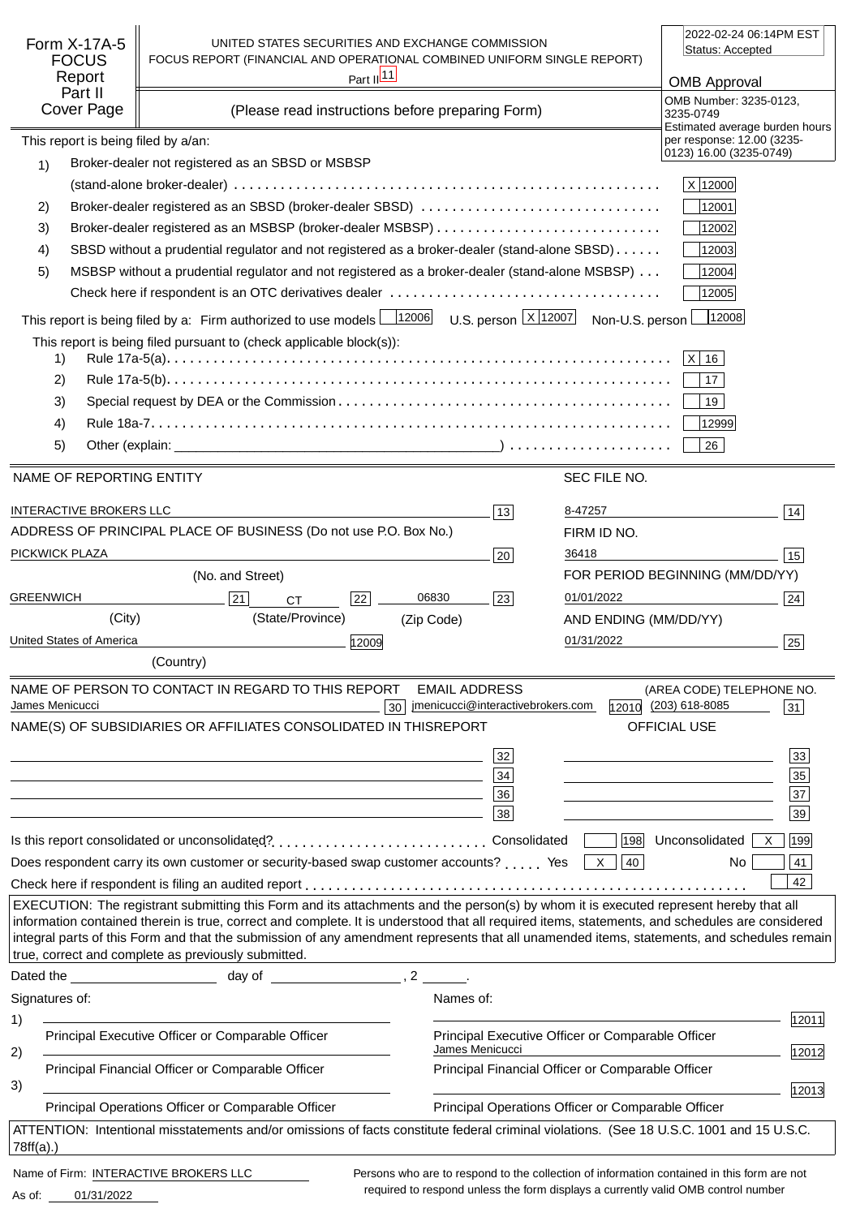# Form X-17A-5 FOCUS Report Part II Cover Page

UNITED STATES SECURITIES AND EXCHANGE COMMISSION
FOCUS REPORT (FINANCIAL AND OPERATIONAL COMBINED UNIFORM SINGLE REPORT)
Part II 11

(Please read instructions before preparing Form)

2022-02-24 06:14PM EST
Status: Accepted

**OMB Approval**
OMB Number: 3235-0123, 3235-0749
Estimated average burden hours per response: 12.00 (3235-0123) 16.00 (3235-0749)

This report is being filed by a/an:

| | | | |
|---|---|---|---|
| 1) | Broker-dealer not registered as an SBSD or MSBSP (stand-alone broker-dealer) | X | 12000 |
| 2) | Broker-dealer registered as an SBSD (broker-dealer SBSD) | | 12001 |
| 3) | Broker-dealer registered as an MSBSP (broker-dealer MSBSP) | | 12002 |
| 4) | SBSD without a prudential regulator and not registered as a broker-dealer (stand-alone SBSD) | | 12003 |
| 5) | MSBSP without a prudential regulator and not registered as a broker-dealer (stand-alone MSBSP) | | 12004 |
| | Check here if respondent is an OTC derivatives dealer | | 12005 |

This report is being filed by a: Firm authorized to use models [ ] 12006  U.S. person [X] 12007  Non-U.S. person [ ] 12008

This report is being filed pursuant to (check applicable block(s)):

| | | | |
|---|---|---|---|
| 1) | Rule 17a-5(a) | X | 16 |
| 2) | Rule 17a-5(b) | | 17 |
| 3) | Special request by DEA or the Commission | | 19 |
| 4) | Rule 18a-7 | | 12999 |
| 5) | Other (explain: ______) | | 26 |

NAME OF REPORTING ENTITY: INTERACTIVE BROKERS LLC [13]
SEC FILE NO.: 8-47257 [14]

ADDRESS OF PRINCIPAL PLACE OF BUSINESS (Do not use P.O. Box No.)
PICKWICK PLAZA [20] (No. and Street)
FIRM ID NO.: 36418 [15]

GREENWICH [21] (City)   CT [22] (State/Province)   06830 [23] (Zip Code)
FOR PERIOD BEGINNING (MM/DD/YY): 01/01/2022 [24]

United States of America [12009] (Country)
AND ENDING (MM/DD/YY): 01/31/2022 [25]

NAME OF PERSON TO CONTACT IN REGARD TO THIS REPORT: James Menicucci [30]
EMAIL ADDRESS: jmenicucci@interactivebrokers.com [12010]
(AREA CODE) TELEPHONE NO.: (203) 618-8085 [31]

NAME(S) OF SUBSIDIARIES OR AFFILIATES CONSOLIDATED IN THISREPORT | OFFICIAL USE

| | | | |
|---|---|---|---|
| | 32 | | 33 |
| | 34 | | 35 |
| | 36 | | 37 |
| | 38 | | 39 |

Is this report consolidated or unconsolidated? Consolidated [ ] 198  Unconsolidated [X] 199

Does respondent carry its own customer or security-based swap customer accounts? Yes [X] 40  No [ ] 41

Check here if respondent is filing an audited report [ ] 42

EXECUTION: The registrant submitting this Form and its attachments and the person(s) by whom it is executed represent hereby that all information contained therein is true, correct and complete. It is understood that all required items, statements, and schedules are considered integral parts of this Form and that the submission of any amendment represents that all unamended items, statements, and schedules remain true, correct and complete as previously submitted.

Dated the ______ day of ______, 2 ____.

| | Signatures of: | Names of: | |
|---|---|---|---|
| 1) | Principal Executive Officer or Comparable Officer | Principal Executive Officer or Comparable Officer | 12011 |
| 2) | Principal Financial Officer or Comparable Officer | James Menicucci<br>Principal Financial Officer or Comparable Officer | 12012 |
| 3) | Principal Operations Officer or Comparable Officer | Principal Operations Officer or Comparable Officer | 12013 |

ATTENTION: Intentional misstatements and/or omissions of facts constitute federal criminal violations. (See 18 U.S.C. 1001 and 15 U.S.C. 78ff(a).)

Name of Firm: INTERACTIVE BROKERS LLC
As of: 01/31/2022

Persons who are to respond to the collection of information contained in this form are not required to respond unless the form displays a currently valid OMB control number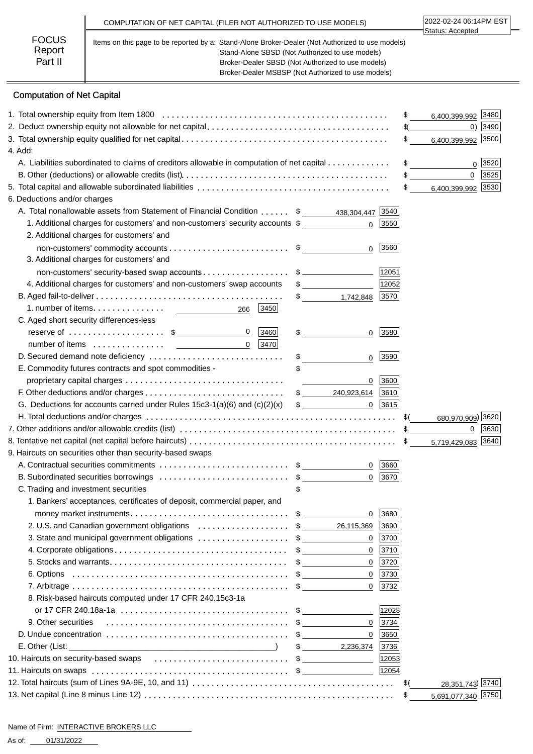COMPUTATION OF NET CAPITAL (FILER NOT AUTHORIZED TO USE MODELS)

2022-02-24 06:14PM EST
Status: Accepted

**FOCUS Report Part II**

Items on this page to be reported by a: Stand-Alone Broker-Dealer (Not Authorized to use models)
Stand-Alone SBSD (Not Authorized to use models)
Broker-Dealer SBSD (Not Authorized to use models)
Broker-Dealer MSBSP (Not Authorized to use models)

## Computation of Net Capital

| Item | | Code | Amount | Code |
|---|---|---|---|---|
| 1. Total ownership equity from Item 1800 | | | $ 6,400,399,992 | 3480 |
| 2. Deduct ownership equity not allowable for net capital | | | $( 0) | 3490 |
| 3. Total ownership equity qualified for net capital | | | $ 6,400,399,992 | 3500 |
| 4. Add: | | | | |
| A. Liabilities subordinated to claims of creditors allowable in computation of net capital | | | $ 0 | 3520 |
| B. Other (deductions) or allowable credits (list) | | | $ 0 | 3525 |
| 5. Total capital and allowable subordinated liabilities | | | $ 6,400,399,992 | 3530 |
| 6. Deductions and/or charges | | | | |
| A. Total nonallowable assets from Statement of Financial Condition | $ 438,304,447 | 3540 | | |
| 1. Additional charges for customers' and non-customers' security accounts | $ 0 | 3550 | | |
| 2. Additional charges for customers' and non-customers' commodity accounts | $ 0 | 3560 | | |
| 3. Additional charges for customers' and non-customers' security-based swap accounts | $ | 12051 | | |
| 4. Additional charges for customers' and non-customers' swap accounts | $ | 12052 | | |
| B. Aged fail-to-deliver | $ 1,742,848 | 3570 | | |
| 1. number of items 266 (3450) | | | | |
| C. Aged short security differences-less reserve of $ 0 (3460) | $ 0 | 3580 | | |
| number of items 0 (3470) | | | | |
| D. Secured demand note deficiency | $ 0 | 3590 | | |
| E. Commodity futures contracts and spot commodities - proprietary capital charges | $ 0 | 3600 | | |
| F. Other deductions and/or charges | $ 240,923,614 | 3610 | | |
| G. Deductions for accounts carried under Rules 15c3-1(a)(6) and (c)(2)(x) | $ 0 | 3615 | | |
| H. Total deductions and/or charges | | | $( 680,970,909) | 3620 |
| 7. Other additions and/or allowable credits (list) | | | $ 0 | 3630 |
| 8. Tentative net capital (net capital before haircuts) | | | $ 5,719,429,083 | 3640 |
| 9. Haircuts on securities other than security-based swaps | | | | |
| A. Contractual securities commitments | $ 0 | 3660 | | |
| B. Subordinated securities borrowings | $ 0 | 3670 | | |
| C. Trading and investment securities | $ | | | |
| 1. Bankers' acceptances, certificates of deposit, commercial paper, and money market instruments | $ 0 | 3680 | | |
| 2. U.S. and Canadian government obligations | $ 26,115,369 | 3690 | | |
| 3. State and municipal government obligations | $ 0 | 3700 | | |
| 4. Corporate obligations | $ 0 | 3710 | | |
| 5. Stocks and warrants | $ 0 | 3720 | | |
| 6. Options | $ 0 | 3730 | | |
| 7. Arbitrage | $ 0 | 3732 | | |
| 8. Risk-based haircuts computed under 17 CFR 240.15c3-1a or 17 CFR 240.18a-1a | $ | 12028 | | |
| 9. Other securities | $ 0 | 3734 | | |
| D. Undue concentration | $ 0 | 3650 | | |
| E. Other (List: ) | $ 2,236,374 | 3736 | | |
| 10. Haircuts on security-based swaps | $ | 12053 | | |
| 11. Haircuts on swaps | $ | 12054 | | |
| 12. Total haircuts (sum of Lines 9A-9E, 10, and 11) | | | $( 28,351,743) | 3740 |
| 13. Net capital (Line 8 minus Line 12) | | | $ 5,691,077,340 | 3750 |

Name of Firm: INTERACTIVE BROKERS LLC

As of: 01/31/2022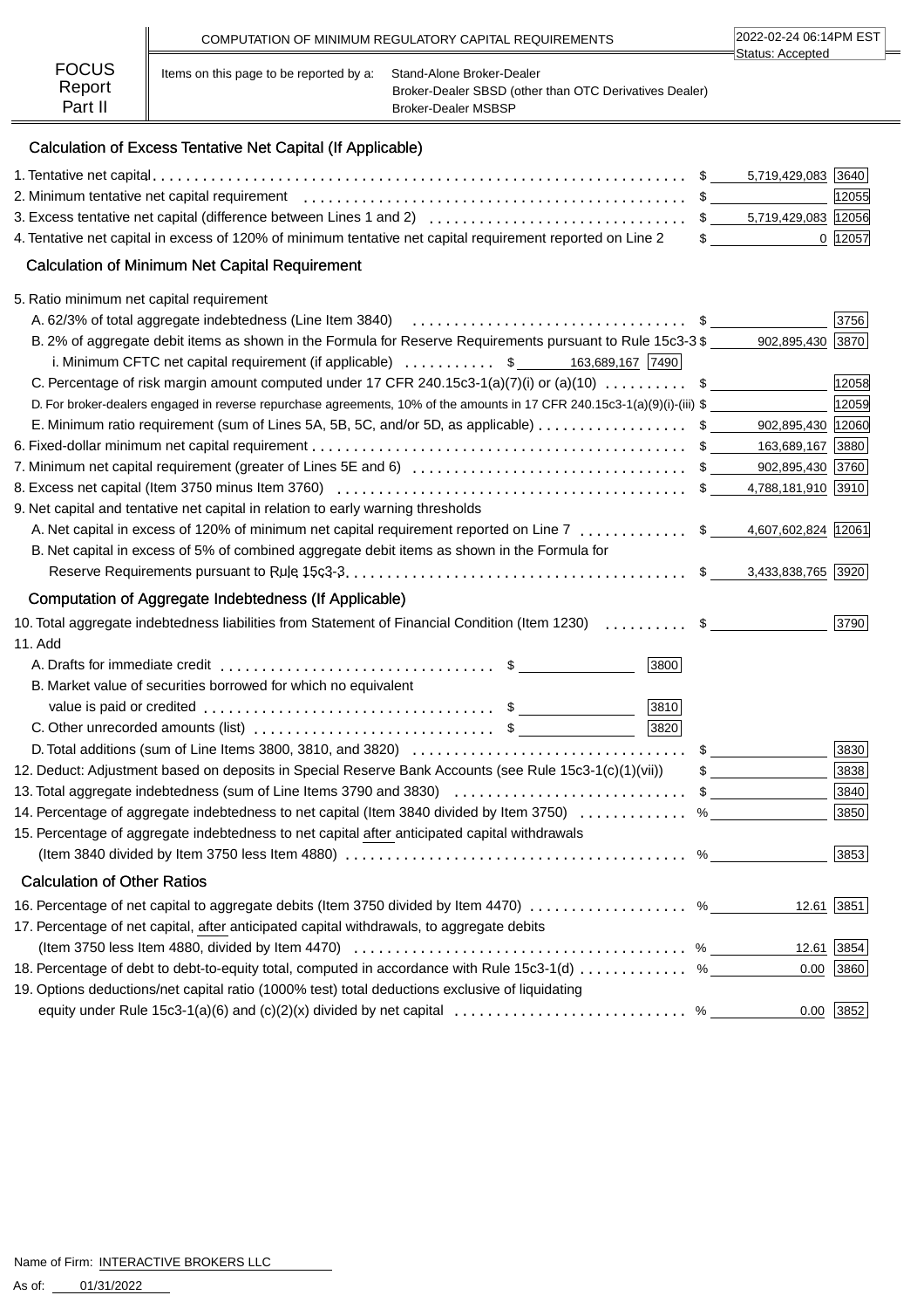# COMPUTATION OF MINIMUM REGULATORY CAPITAL REQUIREMENTS

2022-02-24 06:14PM EST
Status: Accepted

**FOCUS Report Part II**

Items on this page to be reported by a: Stand-Alone Broker-Dealer
Broker-Dealer SBSD (other than OTC Derivatives Dealer)
Broker-Dealer MSBSP

## Calculation of Excess Tentative Net Capital (If Applicable)

| Item | | Amount | Code |
|---|---|---|---|
| 1. Tentative net capital | $ | 5,719,429,083 | 3640 |
| 2. Minimum tentative net capital requirement | $ | | 12055 |
| 3. Excess tentative net capital (difference between Lines 1 and 2) | $ | 5,719,429,083 | 12056 |
| 4. Tentative net capital in excess of 120% of minimum tentative net capital requirement reported on Line 2 | $ | 0 | 12057 |

## Calculation of Minimum Net Capital Requirement

| Item | | Amount | Code |
|---|---|---|---|
| 5. Ratio minimum net capital requirement | | | |
| A. 62/3% of total aggregate indebtedness (Line Item 3840) | $ | | 3756 |
| B. 2% of aggregate debit items as shown in the Formula for Reserve Requirements pursuant to Rule 15c3-3 | $ | 902,895,430 | 3870 |
| i. Minimum CFTC net capital requirement (if applicable) $ 163,689,167 [7490] | | | |
| C. Percentage of risk margin amount computed under 17 CFR 240.15c3-1(a)(7)(i) or (a)(10) | $ | | 12058 |
| D. For broker-dealers engaged in reverse repurchase agreements, 10% of the amounts in 17 CFR 240.15c3-1(a)(9)(i)-(iii) | $ | | 12059 |
| E. Minimum ratio requirement (sum of Lines 5A, 5B, 5C, and/or 5D, as applicable) | $ | 902,895,430 | 12060 |
| 6. Fixed-dollar minimum net capital requirement | $ | 163,689,167 | 3880 |
| 7. Minimum net capital requirement (greater of Lines 5E and 6) | $ | 902,895,430 | 3760 |
| 8. Excess net capital (Item 3750 minus Item 3760) | $ | 4,788,181,910 | 3910 |
| 9. Net capital and tentative net capital in relation to early warning thresholds | | | |
| A. Net capital in excess of 120% of minimum net capital requirement reported on Line 7 | $ | 4,607,602,824 | 12061 |
| B. Net capital in excess of 5% of combined aggregate debit items as shown in the Formula for Reserve Requirements pursuant to Rule 15c3-3 | $ | 3,433,838,765 | 3920 |

## Computation of Aggregate Indebtedness (If Applicable)

| Item | | Amount | Code |
|---|---|---|---|
| 10. Total aggregate indebtedness liabilities from Statement of Financial Condition (Item 1230) | $ | | 3790 |
| 11. Add | | | |
| A. Drafts for immediate credit $ ______ [3800] | | | |
| B. Market value of securities borrowed for which no equivalent value is paid or credited $ ______ [3810] | | | |
| C. Other unrecorded amounts (list) $ ______ [3820] | | | |
| D. Total additions (sum of Line Items 3800, 3810, and 3820) | $ | | 3830 |
| 12. Deduct: Adjustment based on deposits in Special Reserve Bank Accounts (see Rule 15c3-1(c)(1)(vii)) | $ | | 3838 |
| 13. Total aggregate indebtedness (sum of Line Items 3790 and 3830) | $ | | 3840 |
| 14. Percentage of aggregate indebtedness to net capital (Item 3840 divided by Item 3750) | % | | 3850 |
| 15. Percentage of aggregate indebtedness to net capital after anticipated capital withdrawals (Item 3840 divided by Item 3750 less Item 4880) | % | | 3853 |

## Calculation of Other Ratios

| Item | | Amount | Code |
|---|---|---|---|
| 16. Percentage of net capital to aggregate debits (Item 3750 divided by Item 4470) | % | 12.61 | 3851 |
| 17. Percentage of net capital, after anticipated capital withdrawals, to aggregate debits (Item 3750 less Item 4880, divided by Item 4470) | % | 12.61 | 3854 |
| 18. Percentage of debt to debt-to-equity total, computed in accordance with Rule 15c3-1(d) | % | 0.00 | 3860 |
| 19. Options deductions/net capital ratio (1000% test) total deductions exclusive of liquidating equity under Rule 15c3-1(a)(6) and (c)(2)(x) divided by net capital | % | 0.00 | 3852 |

Name of Firm: INTERACTIVE BROKERS LLC

As of: 01/31/2022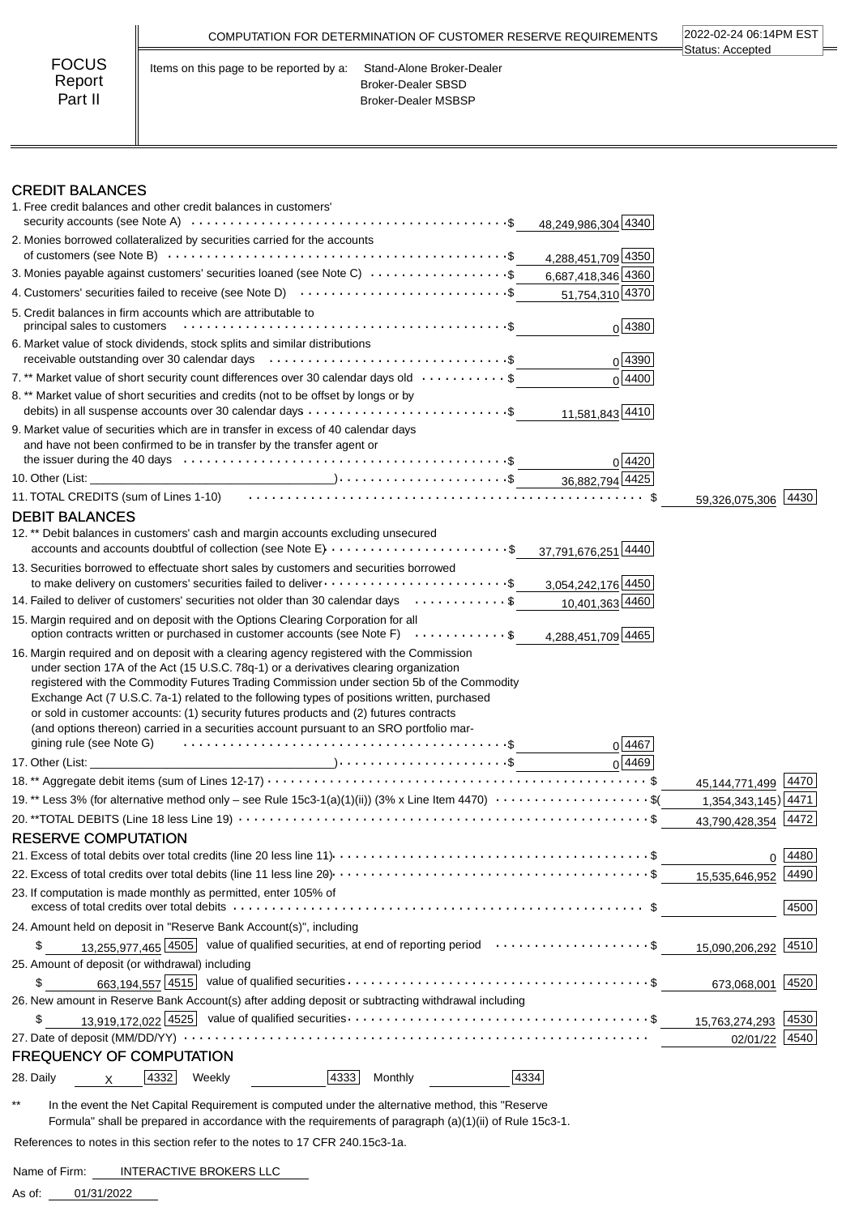FOCUS Report Part II

COMPUTATION FOR DETERMINATION OF CUSTOMER RESERVE REQUIREMENTS

2022-02-24 06:14PM EST
Status: Accepted

Items on this page to be reported by a: Stand-Alone Broker-Dealer
Broker-Dealer SBSD
Broker-Dealer MSBSP

## CREDIT BALANCES

| Item | Amount | Code | Total | Code |
|---|---|---|---|---|
| 1. Free credit balances and other credit balances in customers' security accounts (see Note A) | $ 48,249,986,304 | 4340 | | |
| 2. Monies borrowed collateralized by securities carried for the accounts of customers (see Note B) | $ 4,288,451,709 | 4350 | | |
| 3. Monies payable against customers' securities loaned (see Note C) | $ 6,687,418,346 | 4360 | | |
| 4. Customers' securities failed to receive (see Note D) | $ 51,754,310 | 4370 | | |
| 5. Credit balances in firm accounts which are attributable to principal sales to customers | $ 0 | 4380 | | |
| 6. Market value of stock dividends, stock splits and similar distributions receivable outstanding over 30 calendar days | $ 0 | 4390 | | |
| 7. ** Market value of short security count differences over 30 calendar days old | $ 0 | 4400 | | |
| 8. ** Market value of short securities and credits (not to be offset by longs or by debits) in all suspense accounts over 30 calendar days | $ 11,581,843 | 4410 | | |
| 9. Market value of securities which are in transfer in excess of 40 calendar days and have not been confirmed to be in transfer by the transfer agent or the issuer during the 40 days | $ 0 | 4420 | | |
| 10. Other (List: ________________) | $ 36,882,794 | 4425 | | |
| 11. TOTAL CREDITS (sum of Lines 1-10) | | | $ 59,326,075,306 | 4430 |

## DEBIT BALANCES

| Item | Amount | Code | Total | Code |
|---|---|---|---|---|
| 12. ** Debit balances in customers' cash and margin accounts excluding unsecured accounts and accounts doubtful of collection (see Note E) | $ 37,791,676,251 | 4440 | | |
| 13. Securities borrowed to effectuate short sales by customers and securities borrowed to make delivery on customers' securities failed to deliver | $ 3,054,242,176 | 4450 | | |
| 14. Failed to deliver of customers' securities not older than 30 calendar days | $ 10,401,363 | 4460 | | |
| 15. Margin required and on deposit with the Options Clearing Corporation for all option contracts written or purchased in customer accounts (see Note F) | $ 4,288,451,709 | 4465 | | |
| 16. Margin required and on deposit with a clearing agency registered with the Commission under section 17A of the Act (15 U.S.C. 78q-1) or a derivatives clearing organization registered with the Commodity Futures Trading Commission under section 5b of the Commodity Exchange Act (7 U.S.C. 7a-1) related to the following types of positions written, purchased or sold in customer accounts: (1) security futures products and (2) futures contracts (and options thereon) carried in a securities account pursuant to an SRO portfolio margining rule (see Note G) | $ 0 | 4467 | | |
| 17. Other (List: ________________) | $ 0 | 4469 | | |
| 18. ** Aggregate debit items (sum of Lines 12-17) | | | $ 45,144,771,499 | 4470 |
| 19. ** Less 3% (for alternative method only – see Rule 15c3-1(a)(1)(ii)) (3% x Line Item 4470) | | | $( 1,354,343,145) | 4471 |
| 20. **TOTAL DEBITS (Line 18 less Line 19) | | | $ 43,790,428,354 | 4472 |

## RESERVE COMPUTATION

| Item | Amount | Code | Total | Code |
|---|---|---|---|---|
| 21. Excess of total debits over total credits (line 20 less line 11) | | | $ 0 | 4480 |
| 22. Excess of total credits over total debits (line 11 less line 20) | | | $ 15,535,646,952 | 4490 |
| 23. If computation is made monthly as permitted, enter 105% of excess of total credits over total debits | | | $ | 4500 |
| 24. Amount held on deposit in "Reserve Bank Account(s)", including value of qualified securities, at end of reporting period | $ 13,255,977,465 | 4505 | $ 15,090,206,292 | 4510 |
| 25. Amount of deposit (or withdrawal) including value of qualified securities | $ 663,194,557 | 4515 | $ 673,068,001 | 4520 |
| 26. New amount in Reserve Bank Account(s) after adding deposit or subtracting withdrawal including value of qualified securities | $ 13,919,172,022 | 4525 | $ 15,763,274,293 | 4530 |
| 27. Date of deposit (MM/DD/YY) | | | 02/01/22 | 4540 |

## FREQUENCY OF COMPUTATION

28. Daily X [4332] Weekly ______ [4333] Monthly ______ [4334]

** In the event the Net Capital Requirement is computed under the alternative method, this "Reserve Formula" shall be prepared in accordance with the requirements of paragraph (a)(1)(ii) of Rule 15c3-1.

References to notes in this section refer to the notes to 17 CFR 240.15c3-1a.

Name of Firm: INTERACTIVE BROKERS LLC

As of: 01/31/2022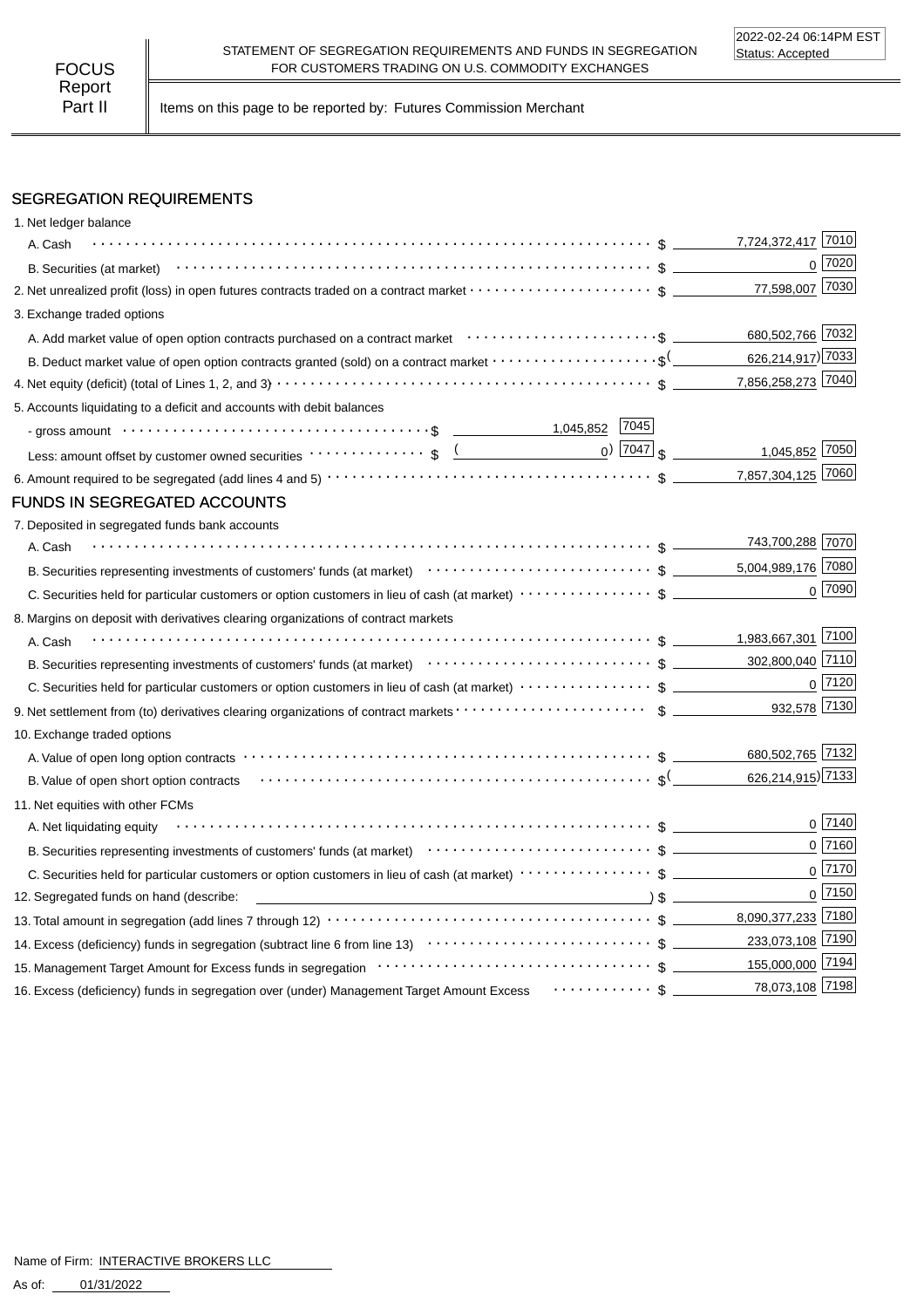FOCUS Report Part II

STATEMENT OF SEGREGATION REQUIREMENTS AND FUNDS IN SEGREGATION FOR CUSTOMERS TRADING ON U.S. COMMODITY EXCHANGES

2022-02-24 06:14PM EST
Status: Accepted

Items on this page to be reported by: Futures Commission Merchant

## SEGREGATION REQUIREMENTS

| Item | | Amount | Code |
|---|---|---|---|
| 1. Net ledger balance | | | |
| A. Cash | | $ 7,724,372,417 | 7010 |
| B. Securities (at market) | | $ 0 | 7020 |
| 2. Net unrealized profit (loss) in open futures contracts traded on a contract market | | $ 77,598,007 | 7030 |
| 3. Exchange traded options | | | |
| A. Add market value of open option contracts purchased on a contract market | | $ 680,502,766 | 7032 |
| B. Deduct market value of open option contracts granted (sold) on a contract market | | $ (626,214,917) | 7033 |
| 4. Net equity (deficit) (total of Lines 1, 2, and 3) | | $ 7,856,258,273 | 7040 |
| 5. Accounts liquidating to a deficit and accounts with debit balances | | | |
| - gross amount | $ 1,045,852 [7045] | | |
| Less: amount offset by customer owned securities | $ (0) [7047] | $ 1,045,852 | 7050 |
| 6. Amount required to be segregated (add lines 4 and 5) | | $ 7,857,304,125 | 7060 |

## FUNDS IN SEGREGATED ACCOUNTS

| Item | Amount | Code |
|---|---|---|
| 7. Deposited in segregated funds bank accounts | | |
| A. Cash | $ 743,700,288 | 7070 |
| B. Securities representing investments of customers' funds (at market) | $ 5,004,989,176 | 7080 |
| C. Securities held for particular customers or option customers in lieu of cash (at market) | $ 0 | 7090 |
| 8. Margins on deposit with derivatives clearing organizations of contract markets | | |
| A. Cash | $ 1,983,667,301 | 7100 |
| B. Securities representing investments of customers' funds (at market) | $ 302,800,040 | 7110 |
| C. Securities held for particular customers or option customers in lieu of cash (at market) | $ 0 | 7120 |
| 9. Net settlement from (to) derivatives clearing organizations of contract markets | $ 932,578 | 7130 |
| 10. Exchange traded options | | |
| A. Value of open long option contracts | $ 680,502,765 | 7132 |
| B. Value of open short option contracts | $ (626,214,915) | 7133 |
| 11. Net equities with other FCMs | | |
| A. Net liquidating equity | $ 0 | 7140 |
| B. Securities representing investments of customers' funds (at market) | $ 0 | 7160 |
| C. Securities held for particular customers or option customers in lieu of cash (at market) | $ 0 | 7170 |
| 12. Segregated funds on hand (describe: ) | $ 0 | 7150 |
| 13. Total amount in segregation (add lines 7 through 12) | $ 8,090,377,233 | 7180 |
| 14. Excess (deficiency) funds in segregation (subtract line 6 from line 13) | $ 233,073,108 | 7190 |
| 15. Management Target Amount for Excess funds in segregation | $ 155,000,000 | 7194 |
| 16. Excess (deficiency) funds in segregation over (under) Management Target Amount Excess | $ 78,073,108 | 7198 |

Name of Firm: INTERACTIVE BROKERS LLC

As of: 01/31/2022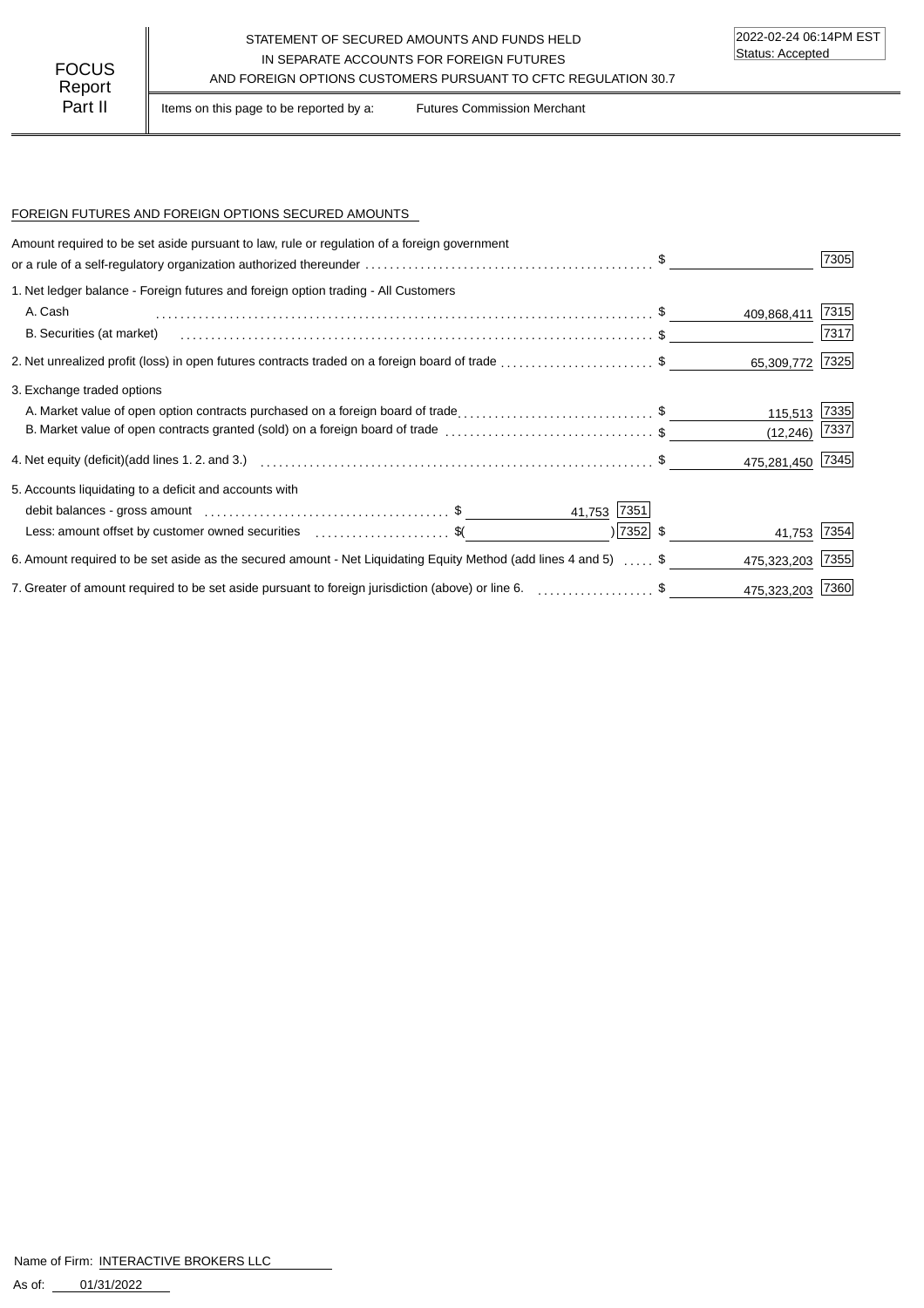FOCUS Report Part II

STATEMENT OF SECURED AMOUNTS AND FUNDS HELD IN SEPARATE ACCOUNTS FOR FOREIGN FUTURES AND FOREIGN OPTIONS CUSTOMERS PURSUANT TO CFTC REGULATION 30.7

2022-02-24 06:14PM EST
Status: Accepted

Items on this page to be reported by a: Futures Commission Merchant

## FOREIGN FUTURES AND FOREIGN OPTIONS SECURED AMOUNTS

| Item | | | Amount | Code |
|---|---|---|---|---|
| Amount required to be set aside pursuant to law, rule or regulation of a foreign government or a rule of a self-regulatory organization authorized thereunder | | | $ | 7305 |
| 1. Net ledger balance - Foreign futures and foreign option trading - All Customers | | | | |
| A. Cash | | | $ 409,868,411 | 7315 |
| B. Securities (at market) | | | $ | 7317 |
| 2. Net unrealized profit (loss) in open futures contracts traded on a foreign board of trade | | | $ 65,309,772 | 7325 |
| 3. Exchange traded options | | | | |
| A. Market value of open option contracts purchased on a foreign board of trade | | | $ 115,513 | 7335 |
| B. Market value of open contracts granted (sold) on a foreign board of trade | | | $ (12,246) | 7337 |
| 4. Net equity (deficit)(add lines 1. 2. and 3.) | | | $ 475,281,450 | 7345 |
| 5. Accounts liquidating to a deficit and accounts with | | | | |
| debit balances - gross amount | $ 41,753 | 7351 | | |
| Less: amount offset by customer owned securities | $( ) | 7352 | $ 41,753 | 7354 |
| 6. Amount required to be set aside as the secured amount - Net Liquidating Equity Method (add lines 4 and 5) | | | $ 475,323,203 | 7355 |
| 7. Greater of amount required to be set aside pursuant to foreign jurisdiction (above) or line 6. | | | $ 475,323,203 | 7360 |

Name of Firm: INTERACTIVE BROKERS LLC

As of: 01/31/2022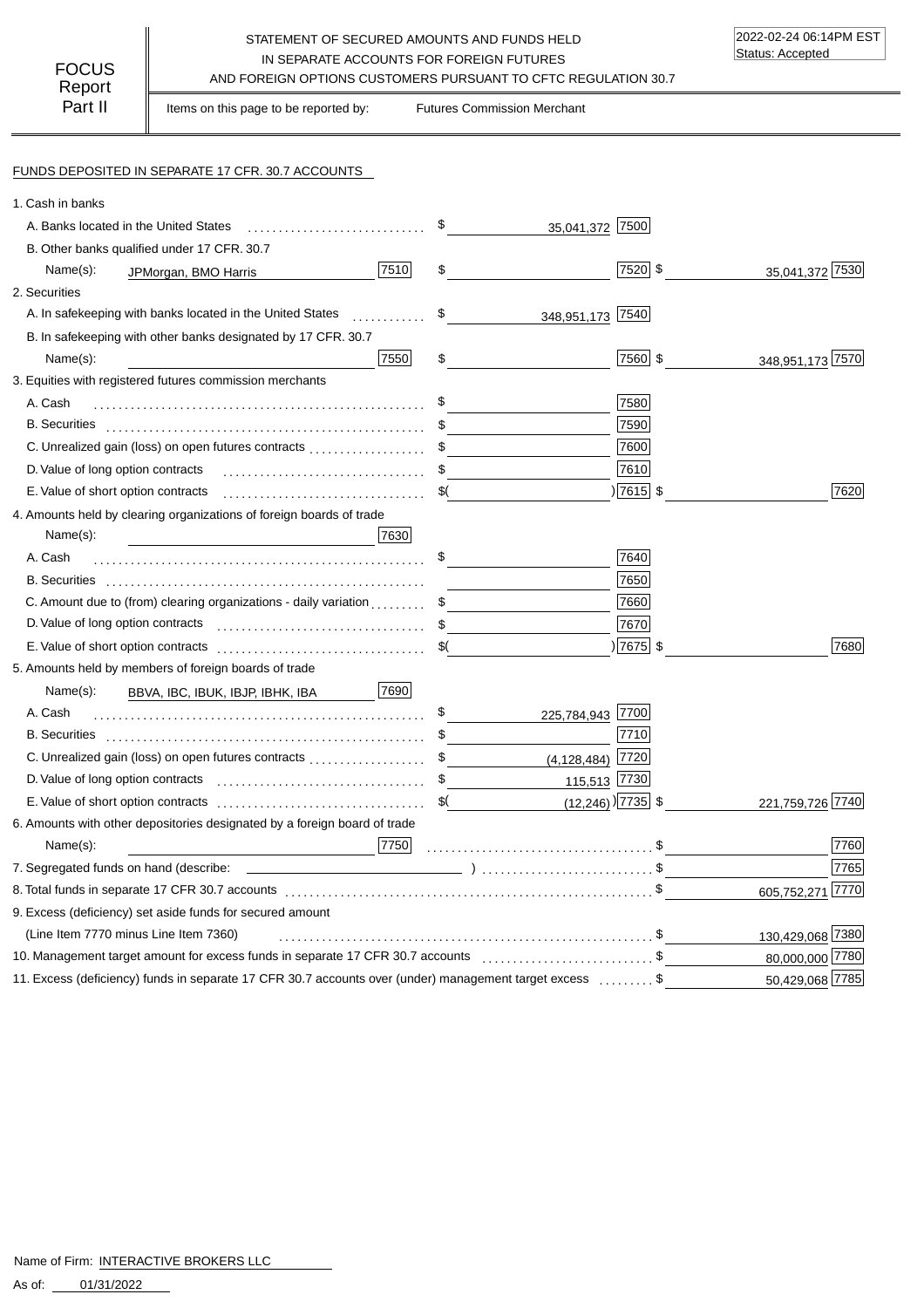FOCUS Report Part II

**STATEMENT OF SECURED AMOUNTS AND FUNDS HELD IN SEPARATE ACCOUNTS FOR FOREIGN FUTURES AND FOREIGN OPTIONS CUSTOMERS PURSUANT TO CFTC REGULATION 30.7**

2022-02-24 06:14PM EST
Status: Accepted

Items on this page to be reported by: Futures Commission Merchant

FUNDS DEPOSITED IN SEPARATE 17 CFR. 30.7 ACCOUNTS

| | | | | |
|---|---|---|---|---|
| 1. Cash in banks | | | | |
| A. Banks located in the United States | $ 35,041,372 | 7500 | | |
| B. Other banks qualified under 17 CFR. 30.7 | | | | |
| Name(s): JPMorgan, BMO Harris (7510) | $ | 7520 | $ 35,041,372 | 7530 |
| 2. Securities | | | | |
| A. In safekeeping with banks located in the United States | $ 348,951,173 | 7540 | | |
| B. In safekeeping with other banks designated by 17 CFR. 30.7 | | | | |
| Name(s): (7550) | $ | 7560 | $ 348,951,173 | 7570 |
| 3. Equities with registered futures commission merchants | | | | |
| A. Cash | $ | 7580 | | |
| B. Securities | $ | 7590 | | |
| C. Unrealized gain (loss) on open futures contracts | $ | 7600 | | |
| D. Value of long option contracts | $ | 7610 | | |
| E. Value of short option contracts | $( ) | 7615 | $ | 7620 |
| 4. Amounts held by clearing organizations of foreign boards of trade | | | | |
| Name(s): (7630) | | | | |
| A. Cash | $ | 7640 | | |
| B. Securities | | 7650 | | |
| C. Amount due to (from) clearing organizations - daily variation | $ | 7660 | | |
| D. Value of long option contracts | $ | 7670 | | |
| E. Value of short option contracts | $( ) | 7675 | $ | 7680 |
| 5. Amounts held by members of foreign boards of trade | | | | |
| Name(s): BBVA, IBC, IBUK, IBJP, IBHK, IBA (7690) | | | | |
| A. Cash | $ 225,784,943 | 7700 | | |
| B. Securities | $ | 7710 | | |
| C. Unrealized gain (loss) on open futures contracts | $ (4,128,484) | 7720 | | |
| D. Value of long option contracts | $ 115,513 | 7730 | | |
| E. Value of short option contracts | $( (12,246) ) | 7735 | $ 221,759,726 | 7740 |
| 6. Amounts with other depositories designated by a foreign board of trade | | | | |
| Name(s): (7750) | | | $ | 7760 |
| 7. Segregated funds on hand (describe: ) | | | $ | 7765 |
| 8. Total funds in separate 17 CFR 30.7 accounts | | | $ 605,752,271 | 7770 |
| 9. Excess (deficiency) set aside funds for secured amount (Line Item 7770 minus Line Item 7360) | | | $ 130,429,068 | 7380 |
| 10. Management target amount for excess funds in separate 17 CFR 30.7 accounts | | | $ 80,000,000 | 7780 |
| 11. Excess (deficiency) funds in separate 17 CFR 30.7 accounts over (under) management target excess | | | $ 50,429,068 | 7785 |

Name of Firm: INTERACTIVE BROKERS LLC

As of: 01/31/2022